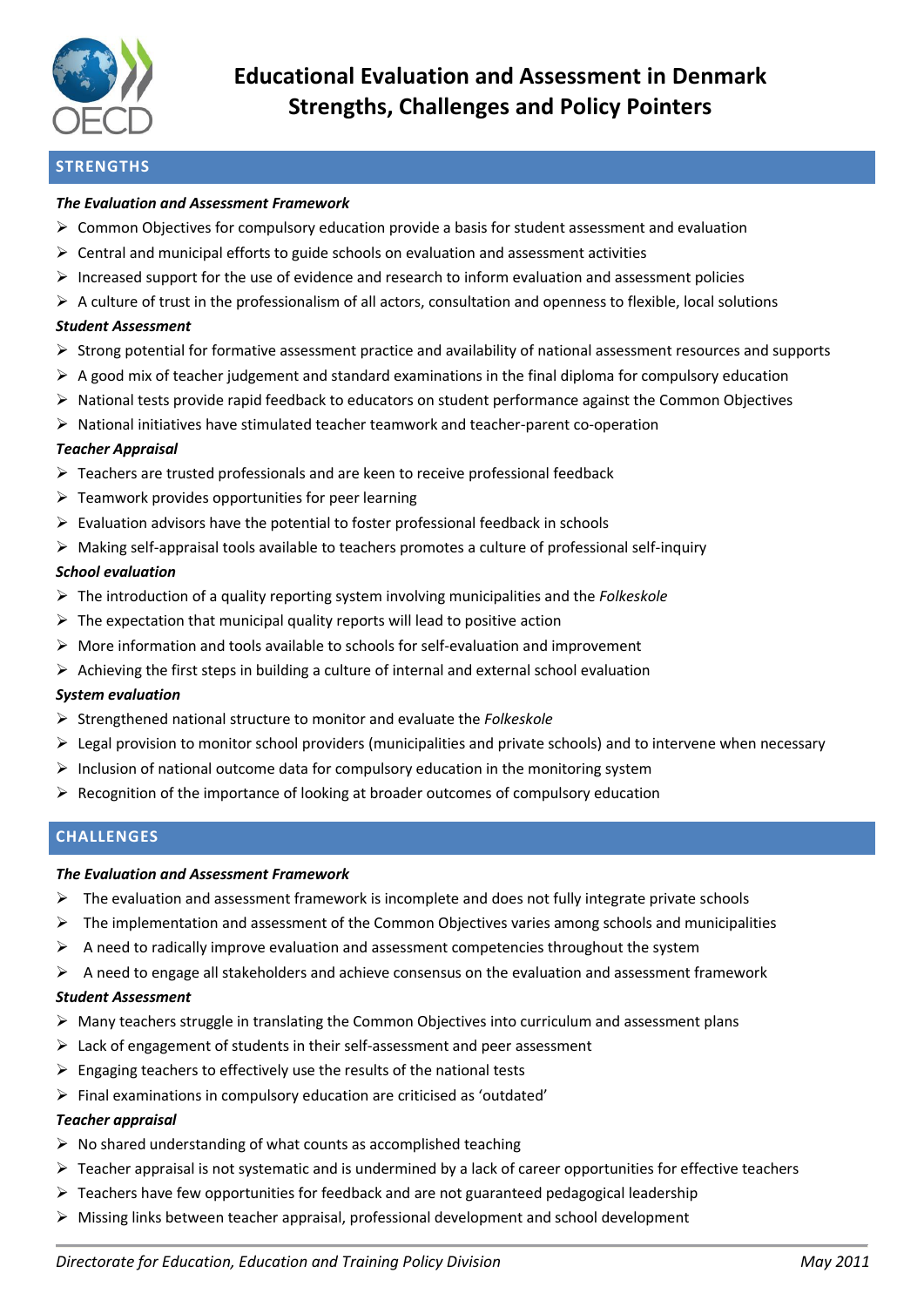# Educational Evaluation and Assessment in Denmark
# Strengths, Challenges and Policy Pointers

## STRENGTHS

***The Evaluation and Assessment Framework***

- Common Objectives for compulsory education provide a basis for student assessment and evaluation
- Central and municipal efforts to guide schools on evaluation and assessment activities
- Increased support for the use of evidence and research to inform evaluation and assessment policies
- A culture of trust in the professionalism of all actors, consultation and openness to flexible, local solutions

***Student Assessment***

- Strong potential for formative assessment practice and availability of national assessment resources and supports
- A good mix of teacher judgement and standard examinations in the final diploma for compulsory education
- National tests provide rapid feedback to educators on student performance against the Common Objectives
- National initiatives have stimulated teacher teamwork and teacher-parent co-operation

***Teacher Appraisal***

- Teachers are trusted professionals and are keen to receive professional feedback
- Teamwork provides opportunities for peer learning
- Evaluation advisors have the potential to foster professional feedback in schools
- Making self-appraisal tools available to teachers promotes a culture of professional self-inquiry

***School evaluation***

- The introduction of a quality reporting system involving municipalities and the *Folkeskole*
- The expectation that municipal quality reports will lead to positive action
- More information and tools available to schools for self-evaluation and improvement
- Achieving the first steps in building a culture of internal and external school evaluation

***System evaluation***

- Strengthened national structure to monitor and evaluate the *Folkeskole*
- Legal provision to monitor school providers (municipalities and private schools) and to intervene when necessary
- Inclusion of national outcome data for compulsory education in the monitoring system
- Recognition of the importance of looking at broader outcomes of compulsory education

## CHALLENGES

***The Evaluation and Assessment Framework***

- The evaluation and assessment framework is incomplete and does not fully integrate private schools
- The implementation and assessment of the Common Objectives varies among schools and municipalities
- A need to radically improve evaluation and assessment competencies throughout the system
- A need to engage all stakeholders and achieve consensus on the evaluation and assessment framework

***Student Assessment***

- Many teachers struggle in translating the Common Objectives into curriculum and assessment plans
- Lack of engagement of students in their self-assessment and peer assessment
- Engaging teachers to effectively use the results of the national tests
- Final examinations in compulsory education are criticised as 'outdated'

***Teacher appraisal***

- No shared understanding of what counts as accomplished teaching
- Teacher appraisal is not systematic and is undermined by a lack of career opportunities for effective teachers
- Teachers have few opportunities for feedback and are not guaranteed pedagogical leadership
- Missing links between teacher appraisal, professional development and school development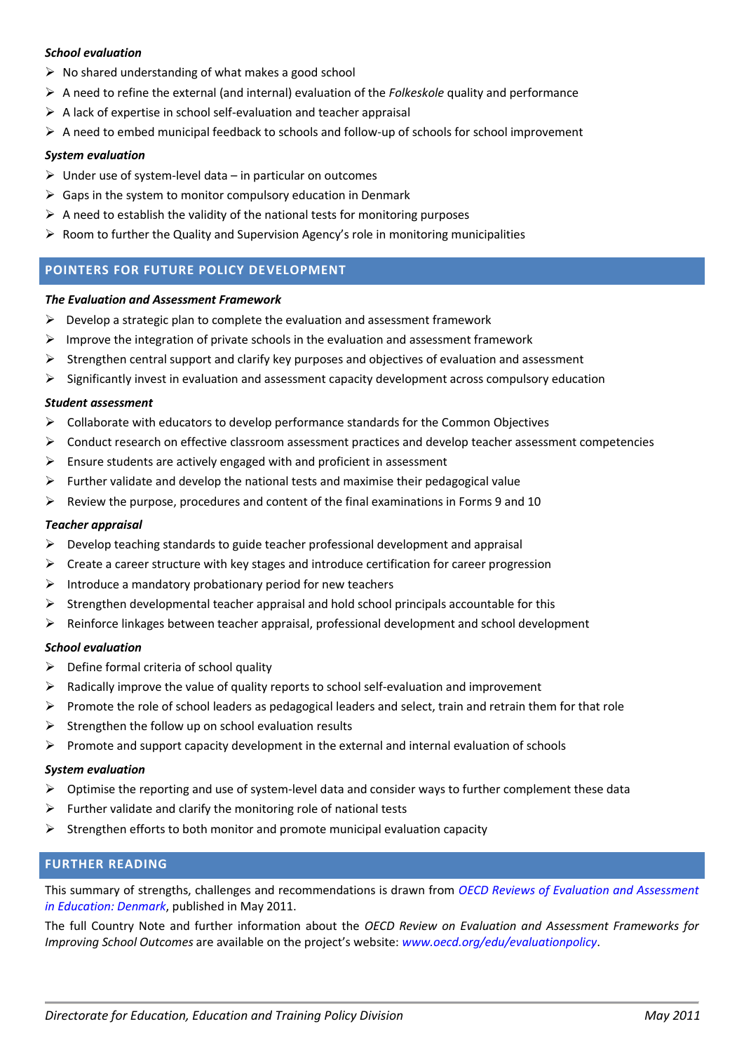***School evaluation***

- No shared understanding of what makes a good school
- A need to refine the external (and internal) evaluation of the *Folkeskole* quality and performance
- A lack of expertise in school self-evaluation and teacher appraisal
- A need to embed municipal feedback to schools and follow-up of schools for school improvement

***System evaluation***

- Under use of system-level data – in particular on outcomes
- Gaps in the system to monitor compulsory education in Denmark
- A need to establish the validity of the national tests for monitoring purposes
- Room to further the Quality and Supervision Agency's role in monitoring municipalities

## POINTERS FOR FUTURE POLICY DEVELOPMENT

***The Evaluation and Assessment Framework***

- Develop a strategic plan to complete the evaluation and assessment framework
- Improve the integration of private schools in the evaluation and assessment framework
- Strengthen central support and clarify key purposes and objectives of evaluation and assessment
- Significantly invest in evaluation and assessment capacity development across compulsory education

***Student assessment***

- Collaborate with educators to develop performance standards for the Common Objectives
- Conduct research on effective classroom assessment practices and develop teacher assessment competencies
- Ensure students are actively engaged with and proficient in assessment
- Further validate and develop the national tests and maximise their pedagogical value
- Review the purpose, procedures and content of the final examinations in Forms 9 and 10

***Teacher appraisal***

- Develop teaching standards to guide teacher professional development and appraisal
- Create a career structure with key stages and introduce certification for career progression
- Introduce a mandatory probationary period for new teachers
- Strengthen developmental teacher appraisal and hold school principals accountable for this
- Reinforce linkages between teacher appraisal, professional development and school development

***School evaluation***

- Define formal criteria of school quality
- Radically improve the value of quality reports to school self-evaluation and improvement
- Promote the role of school leaders as pedagogical leaders and select, train and retrain them for that role
- Strengthen the follow up on school evaluation results
- Promote and support capacity development in the external and internal evaluation of schools

***System evaluation***

- Optimise the reporting and use of system-level data and consider ways to further complement these data
- Further validate and clarify the monitoring role of national tests
- Strengthen efforts to both monitor and promote municipal evaluation capacity

## FURTHER READING

This summary of strengths, challenges and recommendations is drawn from *OECD Reviews of Evaluation and Assessment in Education: Denmark*, published in May 2011.

The full Country Note and further information about the *OECD Review on Evaluation and Assessment Frameworks for Improving School Outcomes* are available on the project's website: *www.oecd.org/edu/evaluationpolicy*.